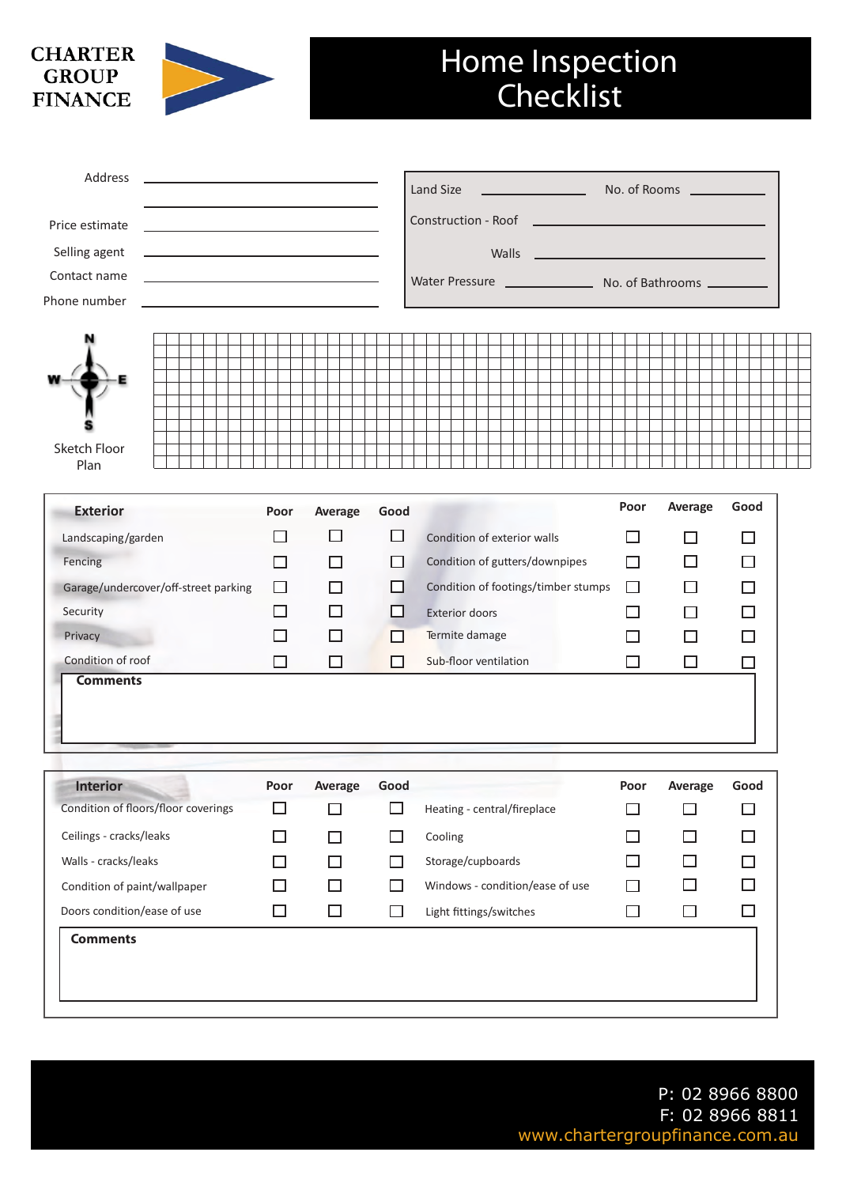CHARTER GROUP FINANCE

# Home Inspection Checklist

Address ______________________________

______________________________

Price estimate ______________________________

Selling agent ______________________________

Contact name ______________________________

Phone number ______________________________

Land Size ____________ No. of Rooms ____________

Construction - Roof ______________________________

Walls ______________________________

Water Pressure ____________ No. of Bathrooms ____________

N W E S

Sketch Floor Plan

| Exterior | Poor | Average | Good | | Poor | Average | Good |
|---|---|---|---|---|---|---|---|
| Landscaping/garden | ☐ | ☐ | ☐ | Condition of exterior walls | ☐ | ☐ | ☐ |
| Fencing | ☐ | ☐ | ☐ | Condition of gutters/downpipes | ☐ | ☐ | ☐ |
| Garage/undercover/off-street parking | ☐ | ☐ | ☐ | Condition of footings/timber stumps | ☐ | ☐ | ☐ |
| Security | ☐ | ☐ | ☐ | Exterior doors | ☐ | ☐ | ☐ |
| Privacy | ☐ | ☐ | ☐ | Termite damage | ☐ | ☐ | ☐ |
| Condition of roof | ☐ | ☐ | ☐ | Sub-floor ventilation | ☐ | ☐ | ☐ |

**Comments**

| Interior | Poor | Average | Good | | Poor | Average | Good |
|---|---|---|---|---|---|---|---|
| Condition of floors/floor coverings | ☐ | ☐ | ☐ | Heating - central/fireplace | ☐ | ☐ | ☐ |
| Ceilings - cracks/leaks | ☐ | ☐ | ☐ | Cooling | ☐ | ☐ | ☐ |
| Walls - cracks/leaks | ☐ | ☐ | ☐ | Storage/cupboards | ☐ | ☐ | ☐ |
| Condition of paint/wallpaper | ☐ | ☐ | ☐ | Windows - condition/ease of use | ☐ | ☐ | ☐ |
| Doors condition/ease of use | ☐ | ☐ | ☐ | Light fittings/switches | ☐ | ☐ | ☐ |

**Comments**

P: 02 8966 8800
F: 02 8966 8811
www.chartergroupfinance.com.au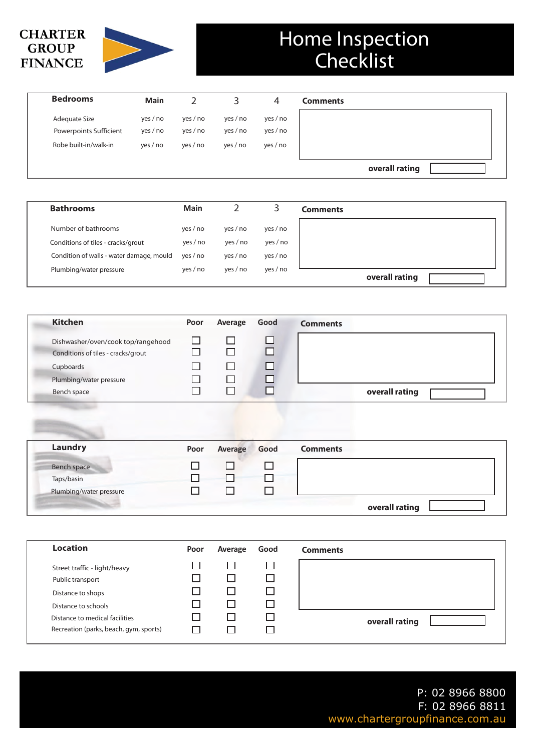CHARTER GROUP FINANCE

# Home Inspection Checklist

| Bedrooms | Main | 2 | 3 | 4 |
|---|---|---|---|---|
| Adequate Size | yes / no | yes / no | yes / no | yes / no |
| Powerpoints Sufficient | yes / no | yes / no | yes / no | yes / no |
| Robe built-in/walk-in | yes / no | yes / no | yes / no | yes / no |

**Comments**

**overall rating**

| Bathrooms | Main | 2 | 3 |
|---|---|---|---|
| Number of bathrooms | yes / no | yes / no | yes / no |
| Conditions of tiles - cracks/grout | yes / no | yes / no | yes / no |
| Condition of walls - water damage, mould | yes / no | yes / no | yes / no |
| Plumbing/water pressure | yes / no | yes / no | yes / no |

**Comments**

**overall rating**

| Kitchen | Poor | Average | Good |
|---|---|---|---|
| Dishwasher/oven/cook top/rangehood | ☐ | ☐ | ☐ |
| Conditions of tiles - cracks/grout | ☐ | ☐ | ☐ |
| Cupboards | ☐ | ☐ | ☐ |
| Plumbing/water pressure | ☐ | ☐ | ☐ |
| Bench space | ☐ | ☐ | ☐ |

**Comments**

**overall rating**

| Laundry | Poor | Average | Good |
|---|---|---|---|
| Bench space | ☐ | ☐ | ☐ |
| Taps/basin | ☐ | ☐ | ☐ |
| Plumbing/water pressure | ☐ | ☐ | ☐ |

**Comments**

**overall rating**

| Location | Poor | Average | Good |
|---|---|---|---|
| Street traffic - light/heavy | ☐ | ☐ | ☐ |
| Public transport | ☐ | ☐ | ☐ |
| Distance to shops | ☐ | ☐ | ☐ |
| Distance to schools | ☐ | ☐ | ☐ |
| Distance to medical facilities | ☐ | ☐ | ☐ |
| Recreation (parks, beach, gym, sports) | ☐ | ☐ | ☐ |

**Comments**

**overall rating**

P: 02 8966 8800
F: 02 8966 8811
www.chartergroupfinance.com.au